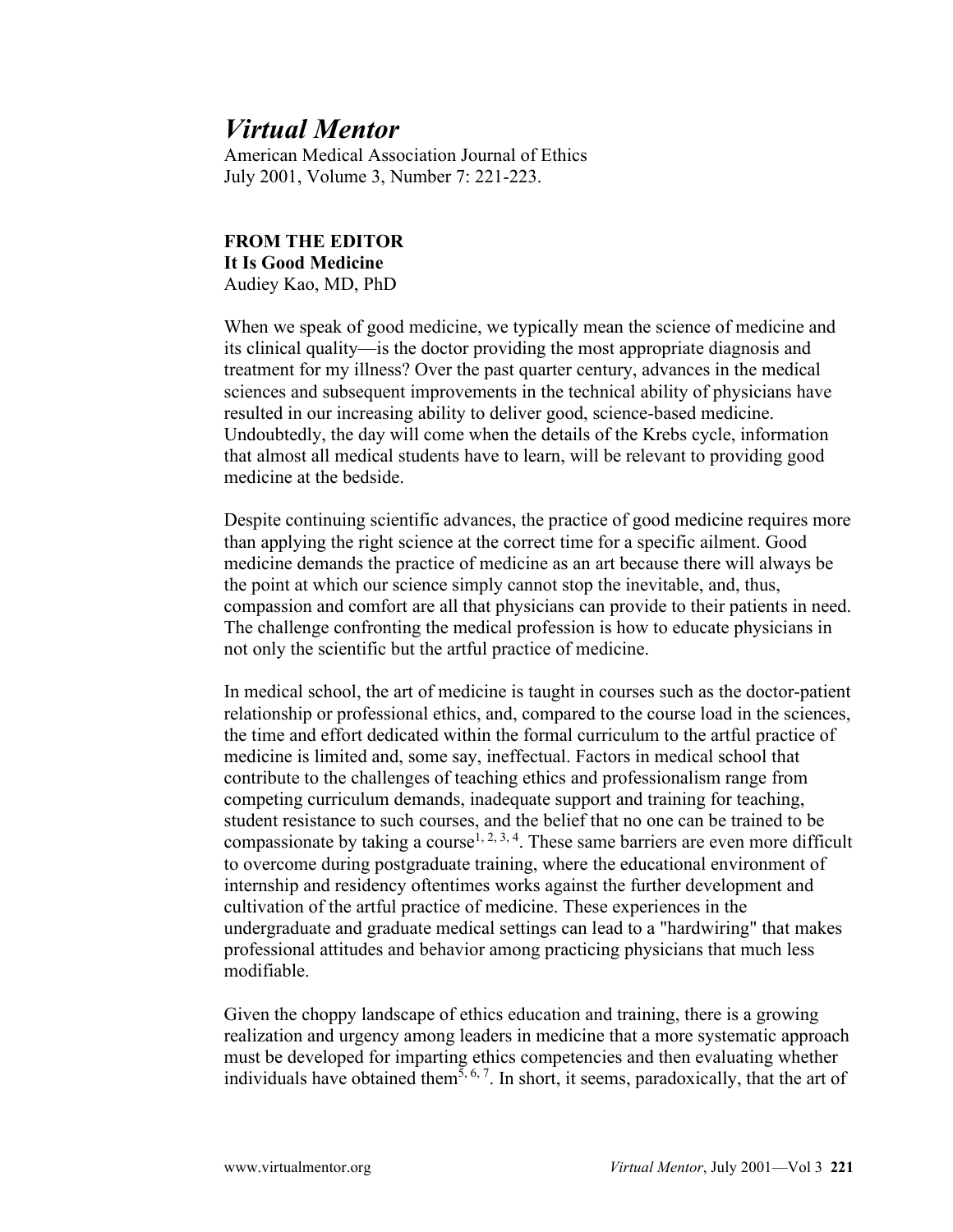# *Virtual Mentor*

American Medical Association Journal of Ethics
July 2001, Volume 3, Number 7: 221-223.

**FROM THE EDITOR**
**It Is Good Medicine**
Audiey Kao, MD, PhD

When we speak of good medicine, we typically mean the science of medicine and its clinical quality—is the doctor providing the most appropriate diagnosis and treatment for my illness? Over the past quarter century, advances in the medical sciences and subsequent improvements in the technical ability of physicians have resulted in our increasing ability to deliver good, science-based medicine. Undoubtedly, the day will come when the details of the Krebs cycle, information that almost all medical students have to learn, will be relevant to providing good medicine at the bedside.

Despite continuing scientific advances, the practice of good medicine requires more than applying the right science at the correct time for a specific ailment. Good medicine demands the practice of medicine as an art because there will always be the point at which our science simply cannot stop the inevitable, and, thus, compassion and comfort are all that physicians can provide to their patients in need. The challenge confronting the medical profession is how to educate physicians in not only the scientific but the artful practice of medicine.

In medical school, the art of medicine is taught in courses such as the doctor-patient relationship or professional ethics, and, compared to the course load in the sciences, the time and effort dedicated within the formal curriculum to the artful practice of medicine is limited and, some say, ineffectual. Factors in medical school that contribute to the challenges of teaching ethics and professionalism range from competing curriculum demands, inadequate support and training for teaching, student resistance to such courses, and the belief that no one can be trained to be compassionate by taking a course[1, 2, 3, 4]. These same barriers are even more difficult to overcome during postgraduate training, where the educational environment of internship and residency oftentimes works against the further development and cultivation of the artful practice of medicine. These experiences in the undergraduate and graduate medical settings can lead to a "hardwiring" that makes professional attitudes and behavior among practicing physicians that much less modifiable.

Given the choppy landscape of ethics education and training, there is a growing realization and urgency among leaders in medicine that a more systematic approach must be developed for imparting ethics competencies and then evaluating whether individuals have obtained them[5, 6, 7]. In short, it seems, paradoxically, that the art of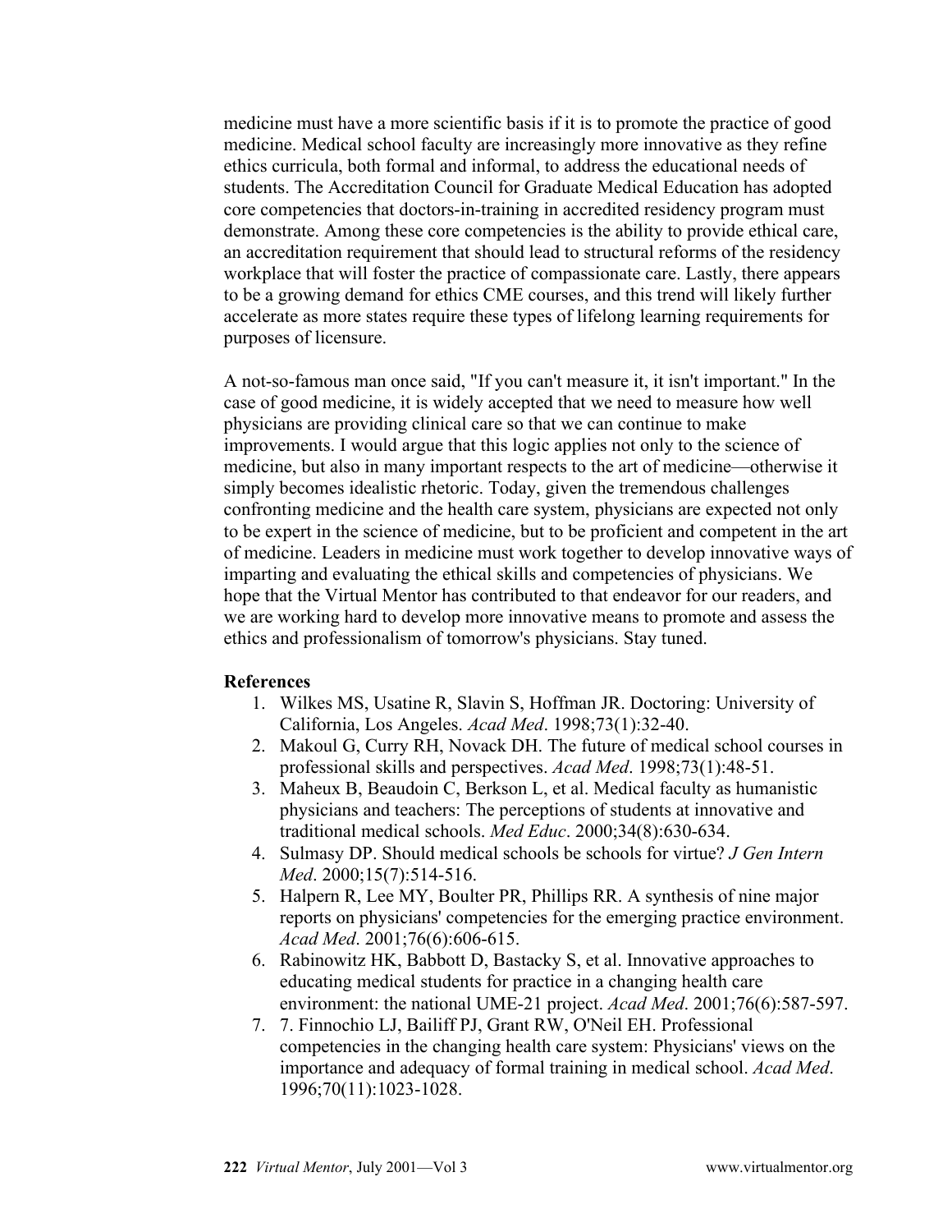medicine must have a more scientific basis if it is to promote the practice of good medicine. Medical school faculty are increasingly more innovative as they refine ethics curricula, both formal and informal, to address the educational needs of students. The Accreditation Council for Graduate Medical Education has adopted core competencies that doctors-in-training in accredited residency program must demonstrate. Among these core competencies is the ability to provide ethical care, an accreditation requirement that should lead to structural reforms of the residency workplace that will foster the practice of compassionate care. Lastly, there appears to be a growing demand for ethics CME courses, and this trend will likely further accelerate as more states require these types of lifelong learning requirements for purposes of licensure.

A not-so-famous man once said, "If you can't measure it, it isn't important." In the case of good medicine, it is widely accepted that we need to measure how well physicians are providing clinical care so that we can continue to make improvements. I would argue that this logic applies not only to the science of medicine, but also in many important respects to the art of medicine—otherwise it simply becomes idealistic rhetoric. Today, given the tremendous challenges confronting medicine and the health care system, physicians are expected not only to be expert in the science of medicine, but to be proficient and competent in the art of medicine. Leaders in medicine must work together to develop innovative ways of imparting and evaluating the ethical skills and competencies of physicians. We hope that the Virtual Mentor has contributed to that endeavor for our readers, and we are working hard to develop more innovative means to promote and assess the ethics and professionalism of tomorrow's physicians. Stay tuned.

**References**

1. Wilkes MS, Usatine R, Slavin S, Hoffman JR. Doctoring: University of California, Los Angeles. *Acad Med*. 1998;73(1):32-40.
2. Makoul G, Curry RH, Novack DH. The future of medical school courses in professional skills and perspectives. *Acad Med*. 1998;73(1):48-51.
3. Maheux B, Beaudoin C, Berkson L, et al. Medical faculty as humanistic physicians and teachers: The perceptions of students at innovative and traditional medical schools. *Med Educ*. 2000;34(8):630-634.
4. Sulmasy DP. Should medical schools be schools for virtue? *J Gen Intern Med*. 2000;15(7):514-516.
5. Halpern R, Lee MY, Boulter PR, Phillips RR. A synthesis of nine major reports on physicians' competencies for the emerging practice environment. *Acad Med*. 2001;76(6):606-615.
6. Rabinowitz HK, Babbott D, Bastacky S, et al. Innovative approaches to educating medical students for practice in a changing health care environment: the national UME-21 project. *Acad Med*. 2001;76(6):587-597.
7. 7. Finnochio LJ, Bailiff PJ, Grant RW, O'Neil EH. Professional competencies in the changing health care system: Physicians' views on the importance and adequacy of formal training in medical school. *Acad Med*. 1996;70(11):1023-1028.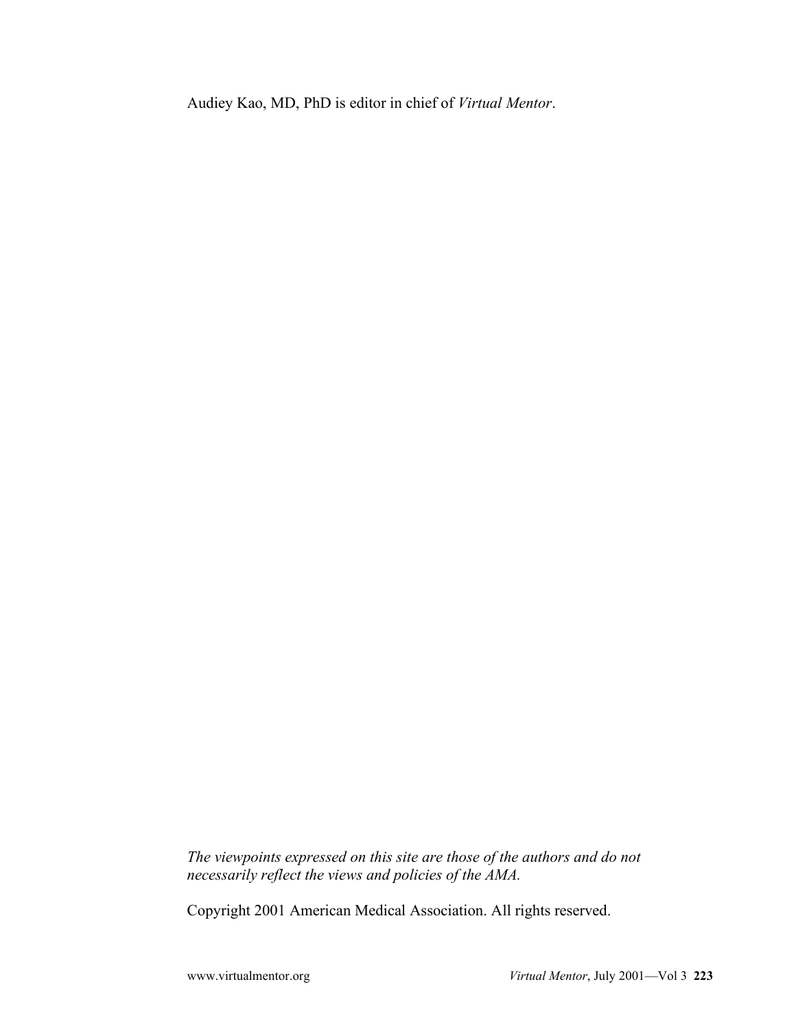Audiey Kao, MD, PhD is editor in chief of *Virtual Mentor*.

*The viewpoints expressed on this site are those of the authors and do not necessarily reflect the views and policies of the AMA.*

Copyright 2001 American Medical Association. All rights reserved.